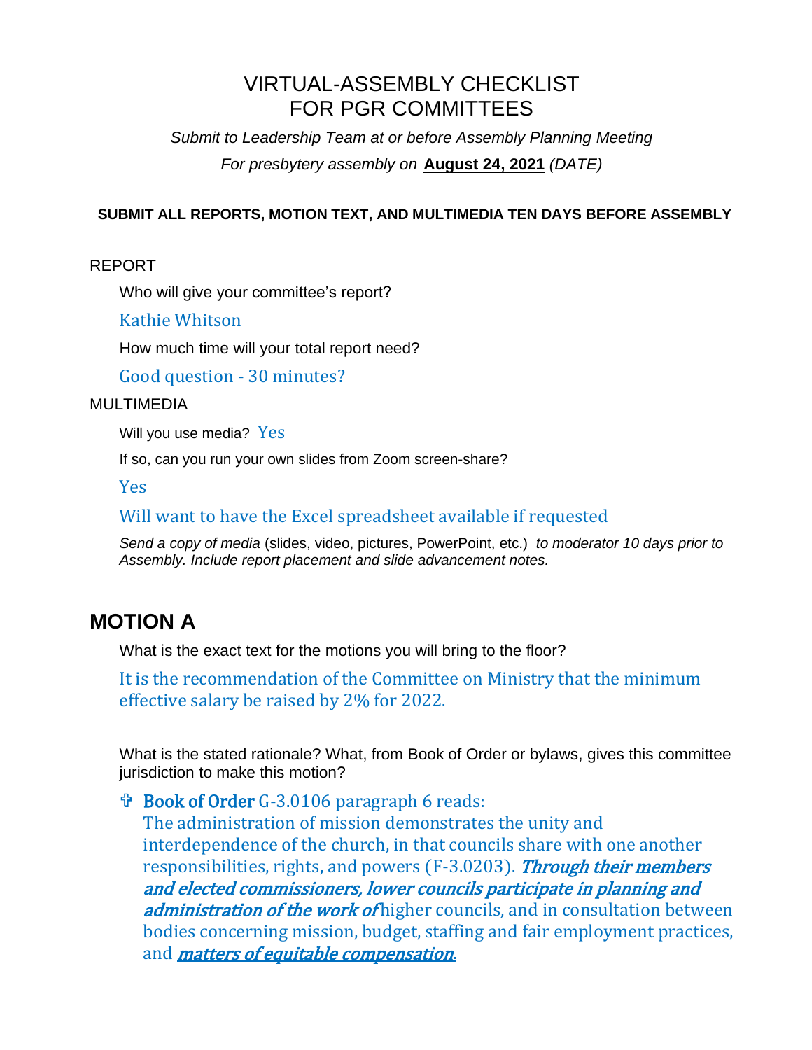# VIRTUAL-ASSEMBLY CHECKLIST FOR PGR COMMITTEES

*Submit to Leadership Team at or before Assembly Planning Meeting*

*For presbytery assembly on* **August 24, 2021** *(DATE)*

**SUBMIT ALL REPORTS, MOTION TEXT, AND MULTIMEDIA TEN DAYS BEFORE ASSEMBLY**

REPORT

Who will give your committee's report?

Kathie Whitson

How much time will your total report need?

Good question - 30 minutes?

MULTIMEDIA

Will you use media? Yes

If so, can you run your own slides from Zoom screen-share?

Yes

Will want to have the Excel spreadsheet available if requested

*Send a copy of media* (slides, video, pictures, PowerPoint, etc.) *to moderator 10 days prior to Assembly. Include report placement and slide advancement notes.*

## MOTION A

What is the exact text for the motions you will bring to the floor?

It is the recommendation of the Committee on Ministry that the minimum effective salary be raised by 2% for 2022.

What is the stated rationale? What, from Book of Order or bylaws, gives this committee jurisdiction to make this motion?

✞ Book of Order G-3.0106 paragraph 6 reads:
The administration of mission demonstrates the unity and interdependence of the church, in that councils share with one another responsibilities, rights, and powers (F-3.0203). ***Through their members and elected commissioners, lower councils participate in planning and administration of the work of*** higher councils, and in consultation between bodies concerning mission, budget, staffing and fair employment practices, and ***matters of equitable compensation***.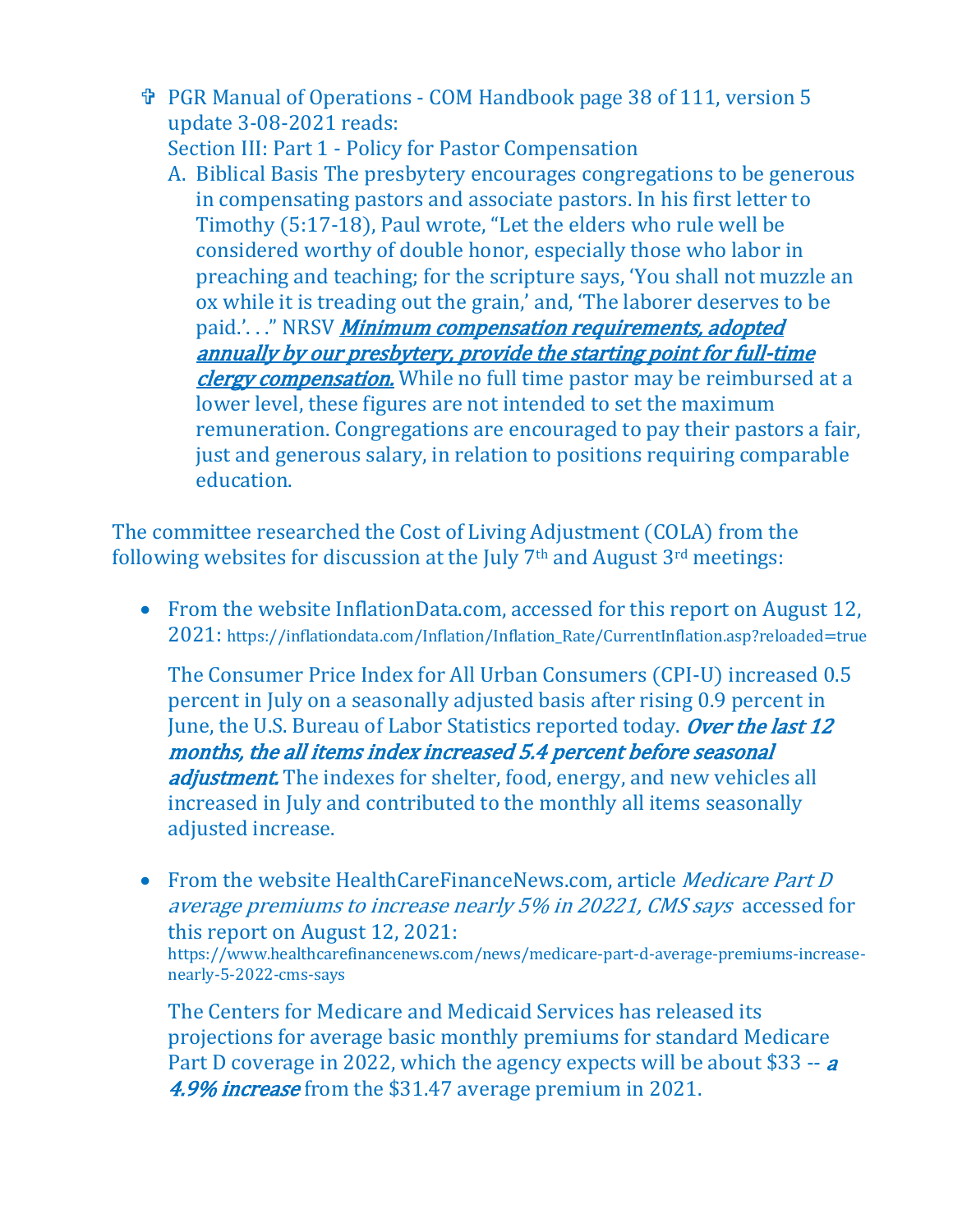- ✞ PGR Manual of Operations - COM Handbook page 38 of 111, version 5 update 3-08-2021 reads:
  Section III: Part 1 - Policy for Pastor Compensation
  A. Biblical Basis The presbytery encourages congregations to be generous in compensating pastors and associate pastors. In his first letter to Timothy (5:17-18), Paul wrote, "Let the elders who rule well be considered worthy of double honor, especially those who labor in preaching and teaching; for the scripture says, 'You shall not muzzle an ox while it is treading out the grain,' and, 'The laborer deserves to be paid.'. . ." NRSV ***Minimum compensation requirements, adopted annually by our presbytery, provide the starting point for full-time clergy compensation.*** While no full time pastor may be reimbursed at a lower level, these figures are not intended to set the maximum remuneration. Congregations are encouraged to pay their pastors a fair, just and generous salary, in relation to positions requiring comparable education.

The committee researched the Cost of Living Adjustment (COLA) from the following websites for discussion at the July 7th and August 3rd meetings:

- From the website InflationData.com, accessed for this report on August 12, 2021: https://inflationdata.com/Inflation/Inflation_Rate/CurrentInflation.asp?reloaded=true

  The Consumer Price Index for All Urban Consumers (CPI-U) increased 0.5 percent in July on a seasonally adjusted basis after rising 0.9 percent in June, the U.S. Bureau of Labor Statistics reported today. ***Over the last 12 months, the all items index increased 5.4 percent before seasonal adjustment.*** The indexes for shelter, food, energy, and new vehicles all increased in July and contributed to the monthly all items seasonally adjusted increase.

- From the website HealthCareFinanceNews.com, article *Medicare Part D average premiums to increase nearly 5% in 20221, CMS says* accessed for this report on August 12, 2021: https://www.healthcarefinancenews.com/news/medicare-part-d-average-premiums-increase-nearly-5-2022-cms-says

  The Centers for Medicare and Medicaid Services has released its projections for average basic monthly premiums for standard Medicare Part D coverage in 2022, which the agency expects will be about $33 -- ***a 4.9% increase*** from the $31.47 average premium in 2021.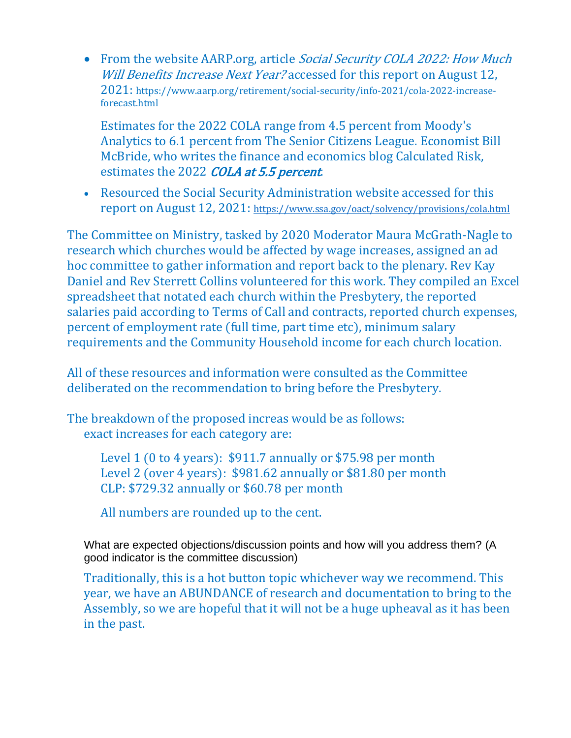- From the website AARP.org, article *Social Security COLA 2022: How Much Will Benefits Increase Next Year?* accessed for this report on August 12, 2021: https://www.aarp.org/retirement/social-security/info-2021/cola-2022-increase-forecast.html

  Estimates for the 2022 COLA range from 4.5 percent from Moody's Analytics to 6.1 percent from The Senior Citizens League. Economist Bill McBride, who writes the finance and economics blog Calculated Risk, estimates the 2022 *COLA at 5.5 percent*.

- Resourced the Social Security Administration website accessed for this report on August 12, 2021: https://www.ssa.gov/oact/solvency/provisions/cola.html

The Committee on Ministry, tasked by 2020 Moderator Maura McGrath-Nagle to research which churches would be affected by wage increases, assigned an ad hoc committee to gather information and report back to the plenary. Rev Kay Daniel and Rev Sterrett Collins volunteered for this work. They compiled an Excel spreadsheet that notated each church within the Presbytery, the reported salaries paid according to Terms of Call and contracts, reported church expenses, percent of employment rate (full time, part time etc), minimum salary requirements and the Community Household income for each church location.

All of these resources and information were consulted as the Committee deliberated on the recommendation to bring before the Presbytery.

The breakdown of the proposed increas would be as follows:
exact increases for each category are:

Level 1 (0 to 4 years): $911.7 annually or $75.98 per month
Level 2 (over 4 years): $981.62 annually or $81.80 per month
CLP: $729.32 annually or $60.78 per month

All numbers are rounded up to the cent.

What are expected objections/discussion points and how will you address them? (A good indicator is the committee discussion)

Traditionally, this is a hot button topic whichever way we recommend. This year, we have an ABUNDANCE of research and documentation to bring to the Assembly, so we are hopeful that it will not be a huge upheaval as it has been in the past.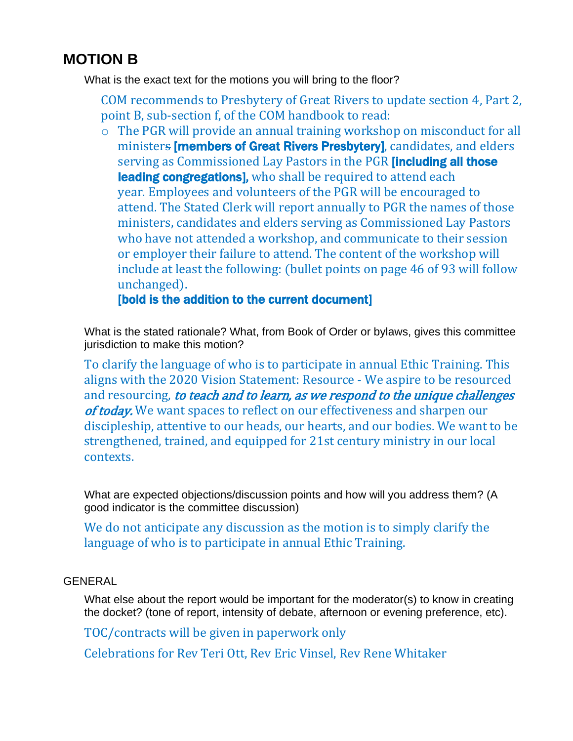## MOTION B

What is the exact text for the motions you will bring to the floor?

COM recommends to Presbytery of Great Rivers to update section 4, Part 2, point B, sub-section f, of the COM handbook to read:

- The PGR will provide an annual training workshop on misconduct for all ministers **[members of Great Rivers Presbytery]**, candidates, and elders serving as Commissioned Lay Pastors in the PGR **[including all those leading congregations],** who shall be required to attend each year. Employees and volunteers of the PGR will be encouraged to attend. The Stated Clerk will report annually to PGR the names of those ministers, candidates and elders serving as Commissioned Lay Pastors who have not attended a workshop, and communicate to their session or employer their failure to attend. The content of the workshop will include at least the following: (bullet points on page 46 of 93 will follow unchanged).

  **[bold is the addition to the current document]**

What is the stated rationale? What, from Book of Order or bylaws, gives this committee jurisdiction to make this motion?

To clarify the language of who is to participate in annual Ethic Training. This aligns with the 2020 Vision Statement: Resource - We aspire to be resourced and resourcing, ***to teach and to learn, as we respond to the unique challenges of today.*** We want spaces to reflect on our effectiveness and sharpen our discipleship, attentive to our heads, our hearts, and our bodies. We want to be strengthened, trained, and equipped for 21st century ministry in our local contexts.

What are expected objections/discussion points and how will you address them? (A good indicator is the committee discussion)

We do not anticipate any discussion as the motion is to simply clarify the language of who is to participate in annual Ethic Training.

GENERAL

What else about the report would be important for the moderator(s) to know in creating the docket? (tone of report, intensity of debate, afternoon or evening preference, etc).

TOC/contracts will be given in paperwork only

Celebrations for Rev Teri Ott, Rev Eric Vinsel, Rev Rene Whitaker